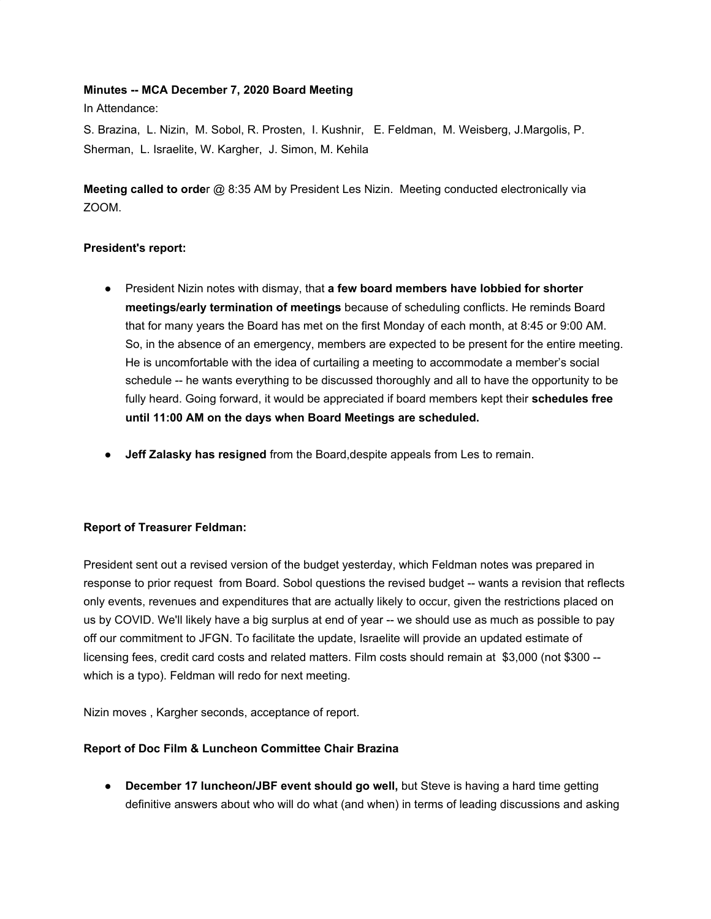**Minutes -- MCA December 7, 2020 Board Meeting**

In Attendance:

S. Brazina, L. Nizin, M. Sobol, R. Prosten, I. Kushnir, E. Feldman, M. Weisberg, J.Margolis, P. Sherman, L. Israelite, W. Kargher, J. Simon, M. Kehila

**Meeting called to orde**r @ 8:35 AM by President Les Nizin. Meeting conducted electronically via ZOOM.

**President's report:**

- President Nizin notes with dismay, that **a few board members have lobbied for shorter meetings/early termination of meetings** because of scheduling conflicts. He reminds Board that for many years the Board has met on the first Monday of each month, at 8:45 or 9:00 AM. So, in the absence of an emergency, members are expected to be present for the entire meeting. He is uncomfortable with the idea of curtailing a meeting to accommodate a member's social schedule -- he wants everything to be discussed thoroughly and all to have the opportunity to be fully heard. Going forward, it would be appreciated if board members kept their **schedules free until 11:00 AM on the days when Board Meetings are scheduled.**

- **Jeff Zalasky has resigned** from the Board,despite appeals from Les to remain.

**Report of Treasurer Feldman:**

President sent out a revised version of the budget yesterday, which Feldman notes was prepared in response to prior request from Board. Sobol questions the revised budget -- wants a revision that reflects only events, revenues and expenditures that are actually likely to occur, given the restrictions placed on us by COVID. We'll likely have a big surplus at end of year -- we should use as much as possible to pay off our commitment to JFGN. To facilitate the update, Israelite will provide an updated estimate of licensing fees, credit card costs and related matters. Film costs should remain at $3,000 (not $300 -- which is a typo). Feldman will redo for next meeting.

Nizin moves , Kargher seconds, acceptance of report.

**Report of Doc Film & Luncheon Committee Chair Brazina**

- **December 17 luncheon/JBF event should go well,** but Steve is having a hard time getting definitive answers about who will do what (and when) in terms of leading discussions and asking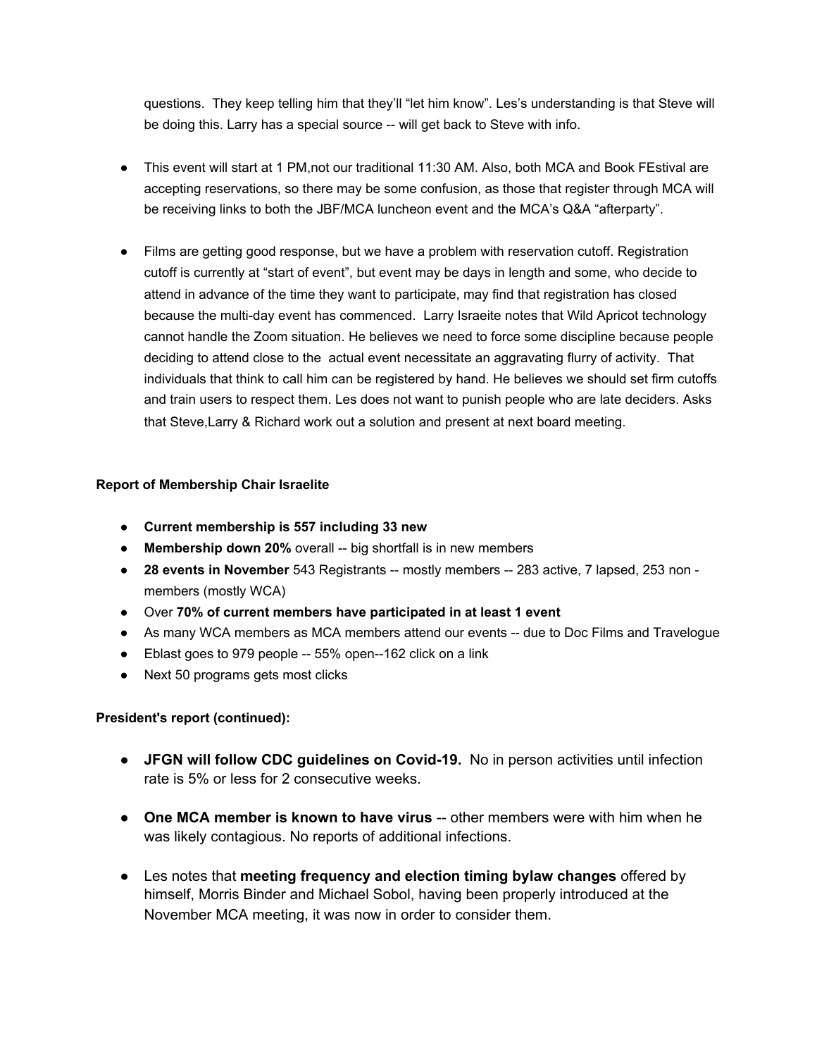questions. They keep telling him that they'll "let him know". Les's understanding is that Steve will be doing this. Larry has a special source -- will get back to Steve with info.

- This event will start at 1 PM,not our traditional 11:30 AM. Also, both MCA and Book FEstival are accepting reservations, so there may be some confusion, as those that register through MCA will be receiving links to both the JBF/MCA luncheon event and the MCA's Q&A "afterparty".

- Films are getting good response, but we have a problem with reservation cutoff. Registration cutoff is currently at "start of event", but event may be days in length and some, who decide to attend in advance of the time they want to participate, may find that registration has closed because the multi-day event has commenced. Larry Israeite notes that Wild Apricot technology cannot handle the Zoom situation. He believes we need to force some discipline because people deciding to attend close to the actual event necessitate an aggravating flurry of activity. That individuals that think to call him can be registered by hand. He believes we should set firm cutoffs and train users to respect them. Les does not want to punish people who are late deciders. Asks that Steve,Larry & Richard work out a solution and present at next board meeting.

**Report of Membership Chair Israelite**

- **Current membership is 557 including 33 new**
- **Membership down 20%** overall -- big shortfall is in new members
- **28 events in November** 543 Registrants -- mostly members -- 283 active, 7 lapsed, 253 non - members (mostly WCA)
- Over **70% of current members have participated in at least 1 event**
- As many WCA members as MCA members attend our events -- due to Doc Films and Travelogue
- Eblast goes to 979 people -- 55% open--162 click on a link
- Next 50 programs gets most clicks

**President's report (continued):**

- **JFGN will follow CDC guidelines on Covid-19.** No in person activities until infection rate is 5% or less for 2 consecutive weeks.

- **One MCA member is known to have virus** -- other members were with him when he was likely contagious. No reports of additional infections.

- Les notes that **meeting frequency and election timing bylaw changes** offered by himself, Morris Binder and Michael Sobol, having been properly introduced at the November MCA meeting, it was now in order to consider them.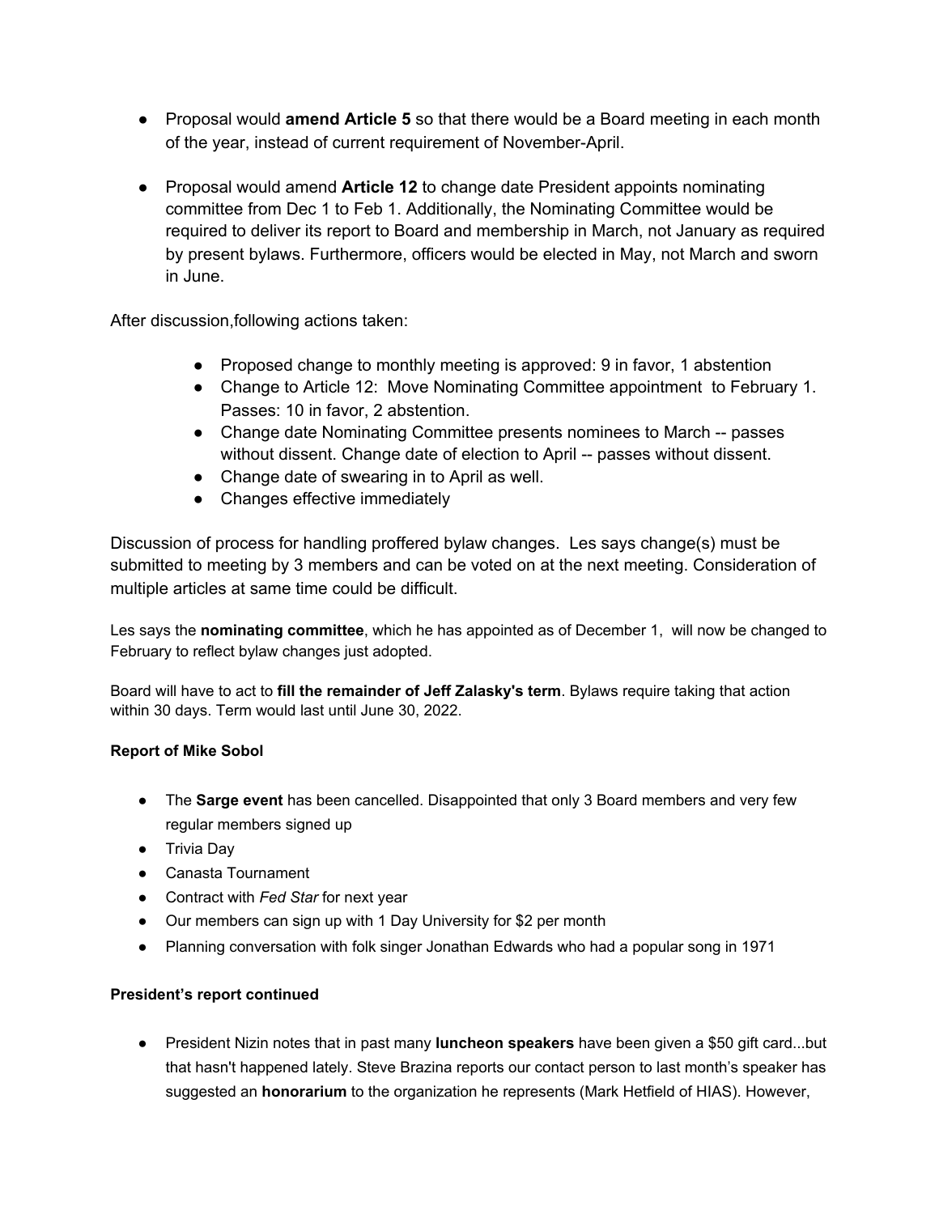- Proposal would **amend Article 5** so that there would be a Board meeting in each month of the year, instead of current requirement of November-April.
- Proposal would amend **Article 12** to change date President appoints nominating committee from Dec 1 to Feb 1. Additionally, the Nominating Committee would be required to deliver its report to Board and membership in March, not January as required by present bylaws. Furthermore, officers would be elected in May, not March and sworn in June.

After discussion,following actions taken:

- Proposed change to monthly meeting is approved: 9 in favor, 1 abstention
- Change to Article 12: Move Nominating Committee appointment to February 1. Passes: 10 in favor, 2 abstention.
- Change date Nominating Committee presents nominees to March -- passes without dissent. Change date of election to April -- passes without dissent.
- Change date of swearing in to April as well.
- Changes effective immediately

Discussion of process for handling proffered bylaw changes. Les says change(s) must be submitted to meeting by 3 members and can be voted on at the next meeting. Consideration of multiple articles at same time could be difficult.

Les says the **nominating committee**, which he has appointed as of December 1, will now be changed to February to reflect bylaw changes just adopted.

Board will have to act to **fill the remainder of Jeff Zalasky's term**. Bylaws require taking that action within 30 days. Term would last until June 30, 2022.

**Report of Mike Sobol**

- The **Sarge event** has been cancelled. Disappointed that only 3 Board members and very few regular members signed up
- Trivia Day
- Canasta Tournament
- Contract with *Fed Star* for next year
- Our members can sign up with 1 Day University for $2 per month
- Planning conversation with folk singer Jonathan Edwards who had a popular song in 1971

**President's report continued**

- President Nizin notes that in past many **luncheon speakers** have been given a $50 gift card...but that hasn't happened lately. Steve Brazina reports our contact person to last month's speaker has suggested an **honorarium** to the organization he represents (Mark Hetfield of HIAS). However,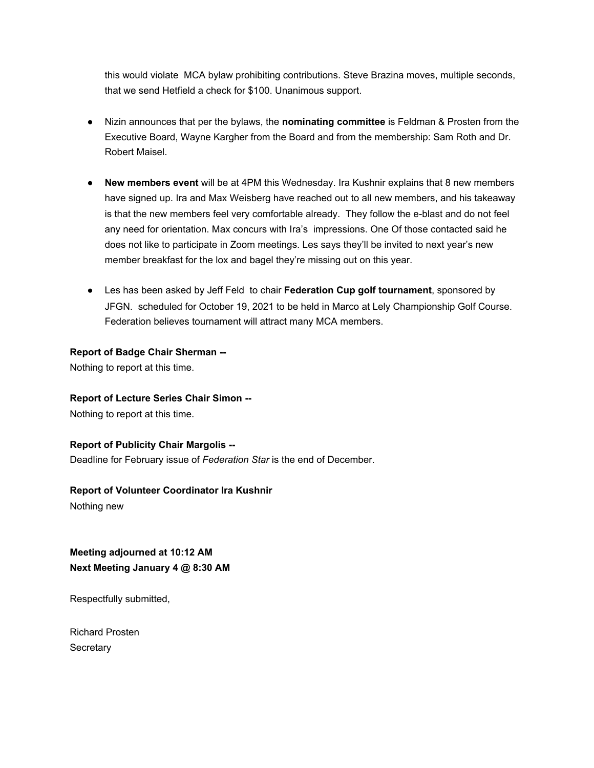this would violate MCA bylaw prohibiting contributions. Steve Brazina moves, multiple seconds, that we send Hetfield a check for $100. Unanimous support.

- Nizin announces that per the bylaws, the **nominating committee** is Feldman & Prosten from the Executive Board, Wayne Kargher from the Board and from the membership: Sam Roth and Dr. Robert Maisel.

- **New members event** will be at 4PM this Wednesday. Ira Kushnir explains that 8 new members have signed up. Ira and Max Weisberg have reached out to all new members, and his takeaway is that the new members feel very comfortable already. They follow the e-blast and do not feel any need for orientation. Max concurs with Ira's impressions. One Of those contacted said he does not like to participate in Zoom meetings. Les says they'll be invited to next year's new member breakfast for the lox and bagel they're missing out on this year.

- Les has been asked by Jeff Feld to chair **Federation Cup golf tournament**, sponsored by JFGN. scheduled for October 19, 2021 to be held in Marco at Lely Championship Golf Course. Federation believes tournament will attract many MCA members.

**Report of Badge Chair Sherman --**
Nothing to report at this time.

**Report of Lecture Series Chair Simon --**
Nothing to report at this time.

**Report of Publicity Chair Margolis --**
Deadline for February issue of *Federation Star* is the end of December.

**Report of Volunteer Coordinator Ira Kushnir**
Nothing new

**Meeting adjourned at 10:12 AM**
**Next Meeting January 4 @ 8:30 AM**

Respectfully submitted,

Richard Prosten
Secretary